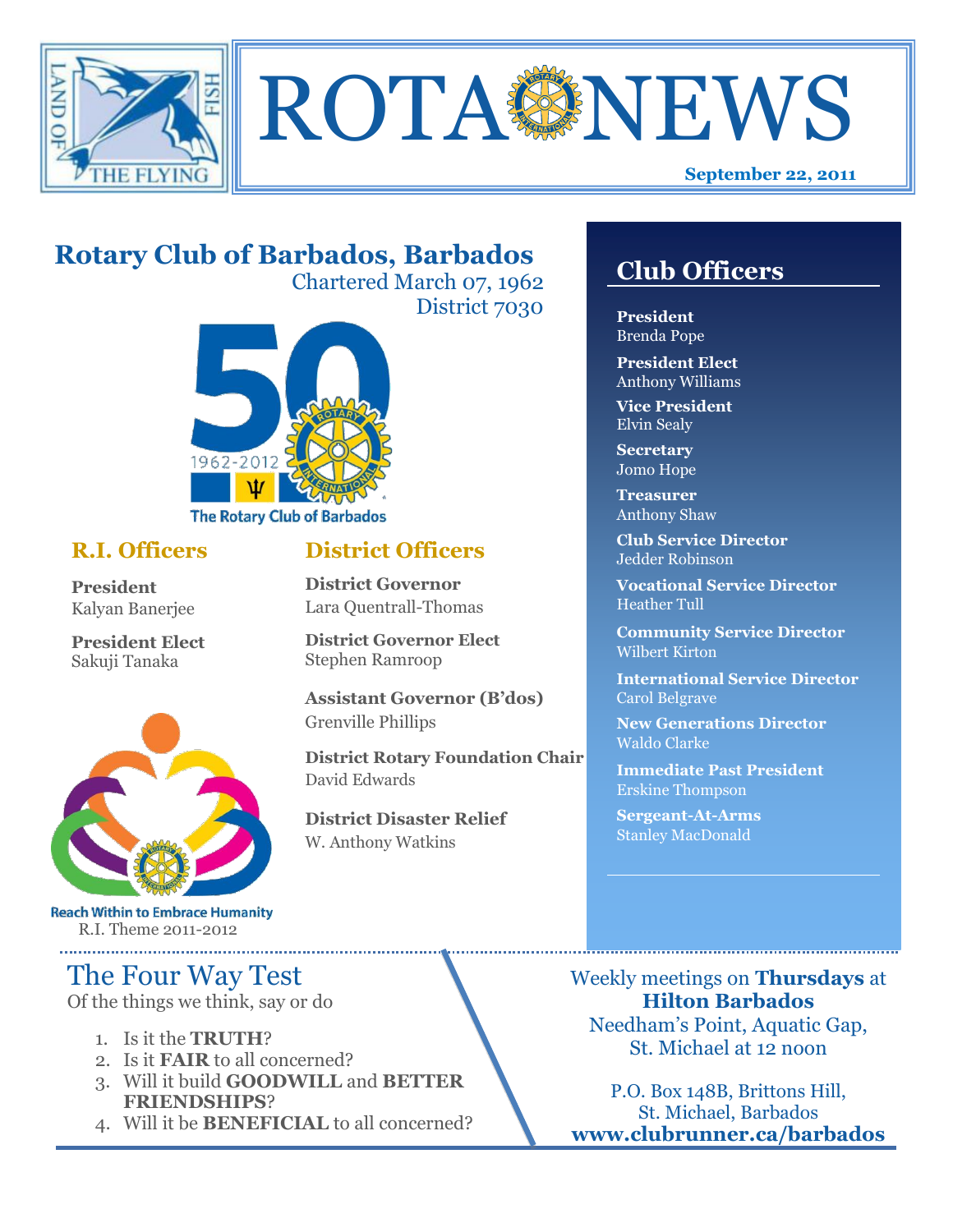# ROTA NEWS

**September 22, 2011**

## Rotary Club of Barbados, Barbados

Chartered March 07, 1962
District 7030

The Rotary Club of Barbados

### R.I. Officers

**President**
Kalyan Banerjee

**President Elect**
Sakuji Tanaka

Reach Within to Embrace Humanity
R.I. Theme 2011-2012

### District Officers

**District Governor**
Lara Quentrall-Thomas

**District Governor Elect**
Stephen Ramroop

**Assistant Governor (B'dos)**
Grenville Phillips

**District Rotary Foundation Chair**
David Edwards

**District Disaster Relief**
W. Anthony Watkins

## Club Officers

**President**
Brenda Pope

**President Elect**
Anthony Williams

**Vice President**
Elvin Sealy

**Secretary**
Jomo Hope

**Treasurer**
Anthony Shaw

**Club Service Director**
Jedder Robinson

**Vocational Service Director**
Heather Tull

**Community Service Director**
Wilbert Kirton

**International Service Director**
Carol Belgrave

**New Generations Director**
Waldo Clarke

**Immediate Past President**
Erskine Thompson

**Sergeant-At-Arms**
Stanley MacDonald

## The Four Way Test

Of the things we think, say or do

1. Is it the **TRUTH**?
2. Is it **FAIR** to all concerned?
3. Will it build **GOODWILL** and **BETTER FRIENDSHIPS**?
4. Will it be **BENEFICIAL** to all concerned?

Weekly meetings on **Thursdays** at **Hilton Barbados**
Needham's Point, Aquatic Gap, St. Michael at 12 noon

P.O. Box 148B, Brittons Hill, St. Michael, Barbados
**www.clubrunner.ca/barbados**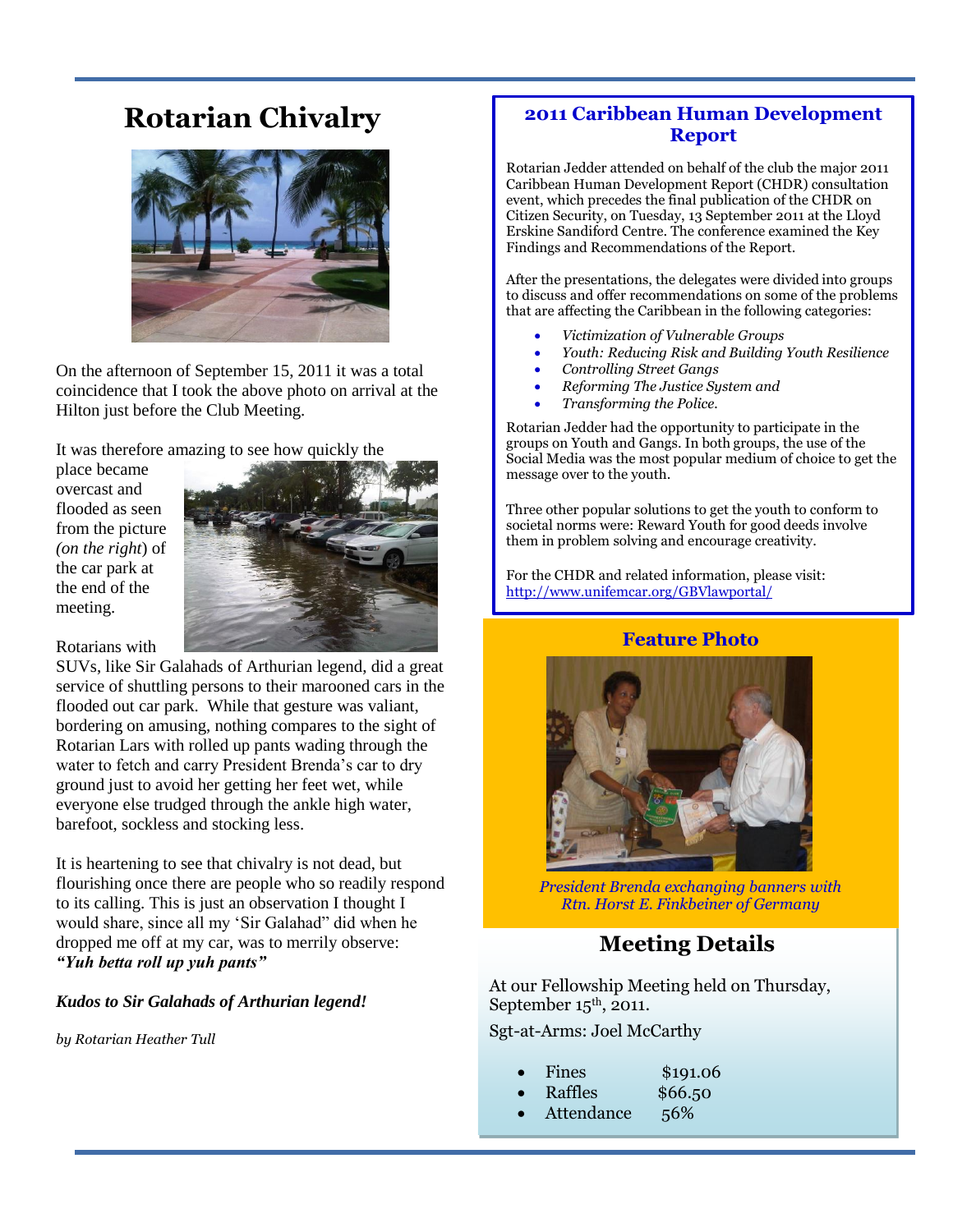# Rotarian Chivalry

On the afternoon of September 15, 2011 it was a total coincidence that I took the above photo on arrival at the Hilton just before the Club Meeting.

It was therefore amazing to see how quickly the place became overcast and flooded as seen from the picture *(on the right)* of the car park at the end of the meeting.

Rotarians with SUVs, like Sir Galahads of Arthurian legend, did a great service of shuttling persons to their marooned cars in the flooded out car park. While that gesture was valiant, bordering on amusing, nothing compares to the sight of Rotarian Lars with rolled up pants wading through the water to fetch and carry President Brenda's car to dry ground just to avoid her getting her feet wet, while everyone else trudged through the ankle high water, barefoot, sockless and stocking less.

It is heartening to see that chivalry is not dead, but flourishing once there are people who so readily respond to its calling. This is just an observation I thought I would share, since all my 'Sir Galahad" did when he dropped me off at my car, was to merrily observe: ***"Yuh betta roll up yuh pants"***

***Kudos to Sir Galahads of Arthurian legend!***

*by Rotarian Heather Tull*

## 2011 Caribbean Human Development Report

Rotarian Jedder attended on behalf of the club the major 2011 Caribbean Human Development Report (CHDR) consultation event, which precedes the final publication of the CHDR on Citizen Security, on Tuesday, 13 September 2011 at the Lloyd Erskine Sandiford Centre. The conference examined the Key Findings and Recommendations of the Report.

After the presentations, the delegates were divided into groups to discuss and offer recommendations on some of the problems that are affecting the Caribbean in the following categories:

- *Victimization of Vulnerable Groups*
- *Youth: Reducing Risk and Building Youth Resilience*
- *Controlling Street Gangs*
- *Reforming The Justice System and*
- *Transforming the Police.*

Rotarian Jedder had the opportunity to participate in the groups on Youth and Gangs. In both groups, the use of the Social Media was the most popular medium of choice to get the message over to the youth.

Three other popular solutions to get the youth to conform to societal norms were: Reward Youth for good deeds involve them in problem solving and encourage creativity.

For the CHDR and related information, please visit: http://www.unifemcar.org/GBVlawportal/

## Feature Photo

*President Brenda exchanging banners with Rtn. Horst E. Finkbeiner of Germany*

## Meeting Details

At our Fellowship Meeting held on Thursday, September 15th, 2011.

Sgt-at-Arms: Joel McCarthy

- Fines $191.06
- Raffles $66.50
- Attendance 56%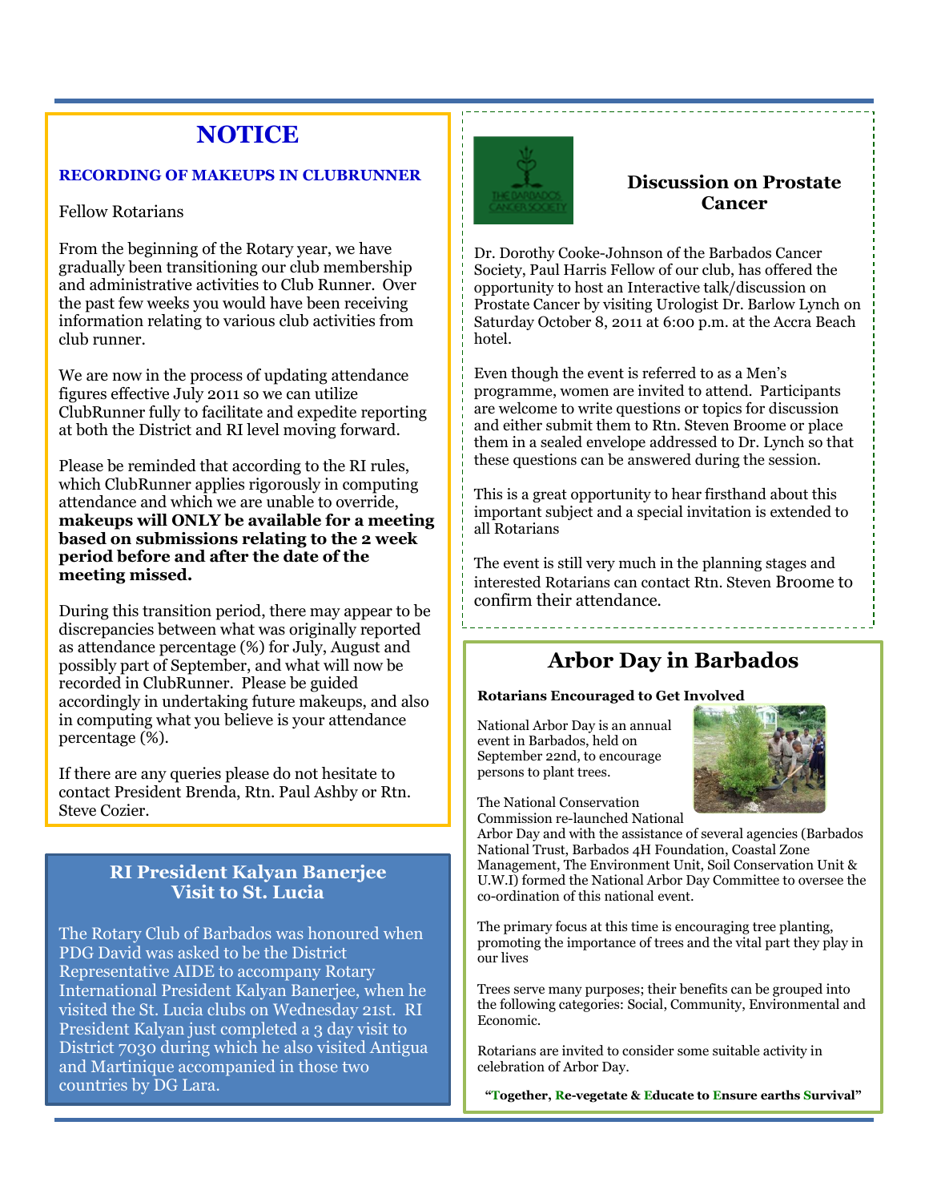# NOTICE

**RECORDING OF MAKEUPS IN CLUBRUNNER**

Fellow Rotarians

From the beginning of the Rotary year, we have gradually been transitioning our club membership and administrative activities to Club Runner. Over the past few weeks you would have been receiving information relating to various club activities from club runner.

We are now in the process of updating attendance figures effective July 2011 so we can utilize ClubRunner fully to facilitate and expedite reporting at both the District and RI level moving forward.

Please be reminded that according to the RI rules, which ClubRunner applies rigorously in computing attendance and which we are unable to override, **makeups will ONLY be available for a meeting based on submissions relating to the 2 week period before and after the date of the meeting missed.**

During this transition period, there may appear to be discrepancies between what was originally reported as attendance percentage (%) for July, August and possibly part of September, and what will now be recorded in ClubRunner. Please be guided accordingly in undertaking future makeups, and also in computing what you believe is your attendance percentage (%).

If there are any queries please do not hesitate to contact President Brenda, Rtn. Paul Ashby or Rtn. Steve Cozier.

## RI President Kalyan Banerjee Visit to St. Lucia

The Rotary Club of Barbados was honoured when PDG David was asked to be the District Representative AIDE to accompany Rotary International President Kalyan Banerjee, when he visited the St. Lucia clubs on Wednesday 21st. RI President Kalyan just completed a 3 day visit to District 7030 during which he also visited Antigua and Martinique accompanied in those two countries by DG Lara.

## Discussion on Prostate Cancer

Dr. Dorothy Cooke-Johnson of the Barbados Cancer Society, Paul Harris Fellow of our club, has offered the opportunity to host an Interactive talk/discussion on Prostate Cancer by visiting Urologist Dr. Barlow Lynch on Saturday October 8, 2011 at 6:00 p.m. at the Accra Beach hotel.

Even though the event is referred to as a Men's programme, women are invited to attend. Participants are welcome to write questions or topics for discussion and either submit them to Rtn. Steven Broome or place them in a sealed envelope addressed to Dr. Lynch so that these questions can be answered during the session.

This is a great opportunity to hear firsthand about this important subject and a special invitation is extended to all Rotarians

The event is still very much in the planning stages and interested Rotarians can contact Rtn. Steven Broome to confirm their attendance.

## Arbor Day in Barbados

**Rotarians Encouraged to Get Involved**

National Arbor Day is an annual event in Barbados, held on September 22nd, to encourage persons to plant trees.

The National Conservation Commission re-launched National Arbor Day and with the assistance of several agencies (Barbados National Trust, Barbados 4H Foundation, Coastal Zone Management, The Environment Unit, Soil Conservation Unit & U.W.I) formed the National Arbor Day Committee to oversee the co-ordination of this national event.

The primary focus at this time is encouraging tree planting, promoting the importance of trees and the vital part they play in our lives

Trees serve many purposes; their benefits can be grouped into the following categories: Social, Community, Environmental and Economic.

Rotarians are invited to consider some suitable activity in celebration of Arbor Day.

**"Together, Re-vegetate & Educate to Ensure earths Survival"**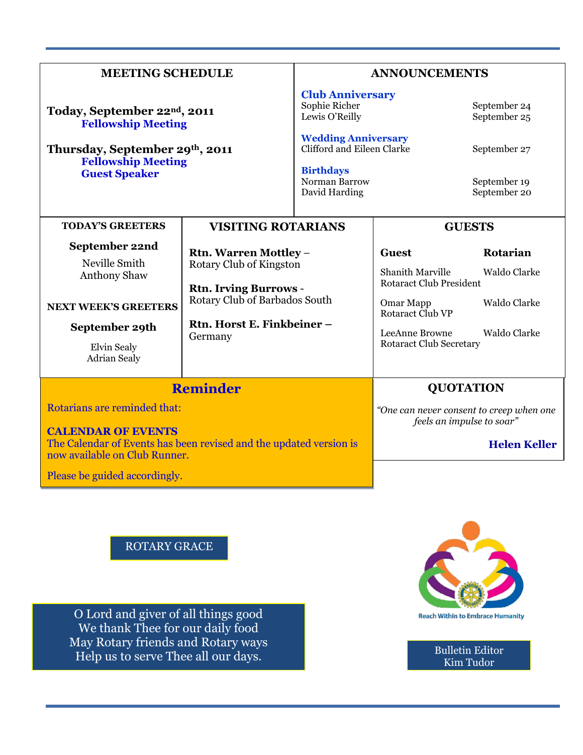## MEETING SCHEDULE

**Today, September 22nd, 2011**
**Fellowship Meeting**

**Thursday, September 29th, 2011**
**Fellowship Meeting**
**Guest Speaker**

## ANNOUNCEMENTS

**Club Anniversary**

| | |
|---|---|
| Sophie Richer | September 24 |
| Lewis O'Reilly | September 25 |

**Wedding Anniversary**

| | |
|---|---|
| Clifford and Eileen Clarke | September 27 |

**Birthdays**

| | |
|---|---|
| Norman Barrow | September 19 |
| David Harding | September 20 |

## TODAY'S GREETERS

**September 22nd**

Neville Smith
Anthony Shaw

## NEXT WEEK'S GREETERS

**September 29th**

Elvin Sealy
Adrian Sealy

## VISITING ROTARIANS

**Rtn. Warren Mottley** – Rotary Club of Kingston

**Rtn. Irving Burrows** - Rotary Club of Barbados South

**Rtn. Horst E. Finkbeiner** – Germany

## GUESTS

| Guest | Rotarian |
|---|---|
| Shanith Marville Rotaract Club President | Waldo Clarke |
| Omar Mapp Rotaract Club VP | Waldo Clarke |
| LeeAnne Browne Rotaract Club Secretary | Waldo Clarke |

## Reminder

Rotarians are reminded that:

**CALENDAR OF EVENTS**
The Calendar of Events has been revised and the updated version is now available on Club Runner.

Please be guided accordingly.

## QUOTATION

*"One can never consent to creep when one feels an impulse to soar"*

**Helen Keller**

ROTARY GRACE

O Lord and giver of all things good
We thank Thee for our daily food
May Rotary friends and Rotary ways
Help us to serve Thee all our days.

Reach Within to Embrace Humanity

Bulletin Editor
Kim Tudor